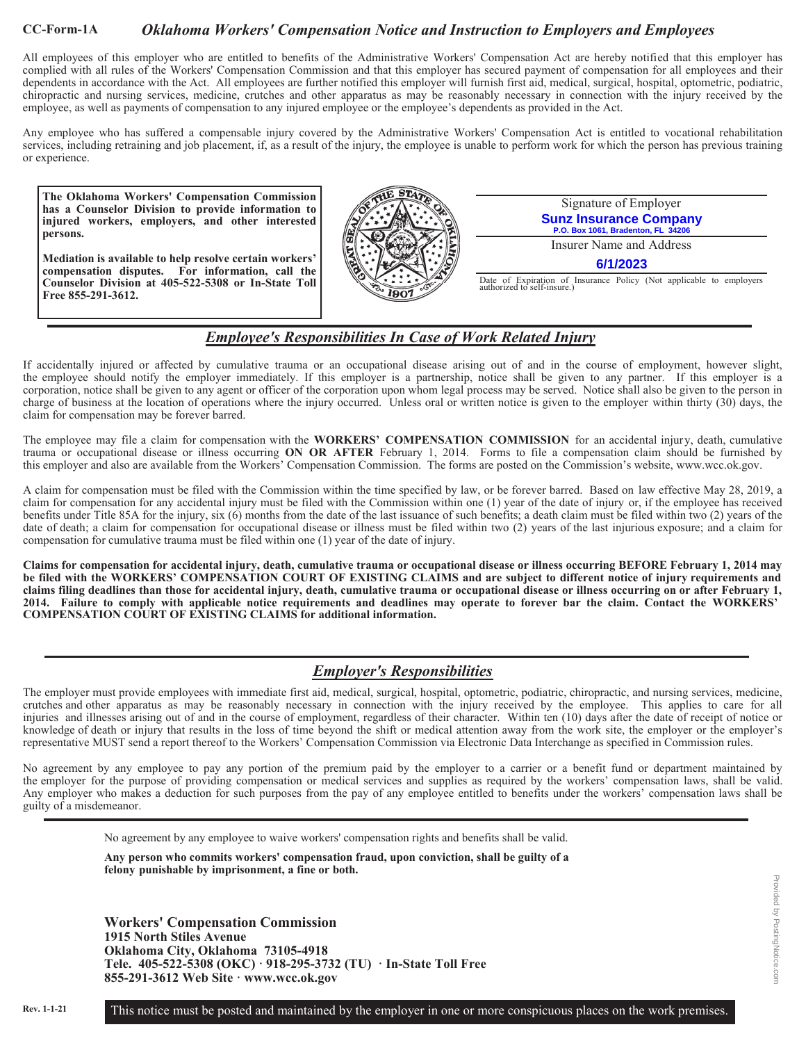CC-Form-1A

# *Oklahoma Workers' Compensation Notice and Instruction to Employers and Employees*

All employees of this employer who are entitled to benefits of the Administrative Workers' Compensation Act are hereby notified that this employer has complied with all rules of the Workers' Compensation Commission and that this employer has secured payment of compensation for all employees and their dependents in accordance with the Act. All employees are further notified this employer will furnish first aid, medical, surgical, hospital, optometric, podiatric, chiropractic and nursing services, medicine, crutches and other apparatus as may be reasonably necessary in connection with the injury received by the employee, as well as payments of compensation to any injured employee or the employee's dependents as provided in the Act.

Any employee who has suffered a compensable injury covered by the Administrative Workers' Compensation Act is entitled to vocational rehabilitation services, including retraining and job placement, if, as a result of the injury, the employee is unable to perform work for which the person has previous training or experience.

**The Oklahoma Workers' Compensation Commission has a Counselor Division to provide information to injured workers, employers, and other interested persons.**

**Mediation is available to help resolve certain workers' compensation disputes. For information, call the Counselor Division at 405-522-5308 or In-State Toll Free 855-291-3612.**

Signature of Employer

**Sunz Insurance Company**
**P.O. Box 1061, Bradenton, FL 34206**

Insurer Name and Address

**6/1/2023**

Date of Expiration of Insurance Policy (Not applicable to employers authorized to self-insure.)

## *Employee's Responsibilities In Case of Work Related Injury*

If accidentally injured or affected by cumulative trauma or an occupational disease arising out of and in the course of employment, however slight, the employee should notify the employer immediately. If this employer is a partnership, notice shall be given to any partner. If this employer is a corporation, notice shall be given to any agent or officer of the corporation upon whom legal process may be served. Notice shall also be given to the person in charge of business at the location of operations where the injury occurred. Unless oral or written notice is given to the employer within thirty (30) days, the claim for compensation may be forever barred.

The employee may file a claim for compensation with the **WORKERS' COMPENSATION COMMISSION** for an accidental injury, death, cumulative trauma or occupational disease or illness occurring **ON OR AFTER** February 1, 2014. Forms to file a compensation claim should be furnished by this employer and also are available from the Workers' Compensation Commission. The forms are posted on the Commission's website, www.wcc.ok.gov.

A claim for compensation must be filed with the Commission within the time specified by law, or be forever barred. Based on law effective May 28, 2019, a claim for compensation for any accidental injury must be filed with the Commission within one (1) year of the date of injury or, if the employee has received benefits under Title 85A for the injury, six (6) months from the date of the last issuance of such benefits; a death claim must be filed within two (2) years of the date of death; a claim for compensation for occupational disease or illness must be filed within two (2) years of the last injurious exposure; and a claim for compensation for cumulative trauma must be filed within one (1) year of the date of injury.

**Claims for compensation for accidental injury, death, cumulative trauma or occupational disease or illness occurring BEFORE February 1, 2014 may be filed with the WORKERS' COMPENSATION COURT OF EXISTING CLAIMS and are subject to different notice of injury requirements and claims filing deadlines than those for accidental injury, death, cumulative trauma or occupational disease or illness occurring on or after February 1, 2014. Failure to comply with applicable notice requirements and deadlines may operate to forever bar the claim. Contact the WORKERS' COMPENSATION COURT OF EXISTING CLAIMS for additional information.**

## *Employer's Responsibilities*

The employer must provide employees with immediate first aid, medical, surgical, hospital, optometric, podiatric, chiropractic, and nursing services, medicine, crutches and other apparatus as may be reasonably necessary in connection with the injury received by the employee. This applies to care for all injuries and illnesses arising out of and in the course of employment, regardless of their character. Within ten (10) days after the date of receipt of notice or knowledge of death or injury that results in the loss of time beyond the shift or medical attention away from the work site, the employer or the employer's representative MUST send a report thereof to the Workers' Compensation Commission via Electronic Data Interchange as specified in Commission rules.

No agreement by any employee to pay any portion of the premium paid by the employer to a carrier or a benefit fund or department maintained by the employer for the purpose of providing compensation or medical services and supplies as required by the workers' compensation laws, shall be valid. Any employer who makes a deduction for such purposes from the pay of any employee entitled to benefits under the workers' compensation laws shall be guilty of a misdemeanor.

No agreement by any employee to waive workers' compensation rights and benefits shall be valid.

**Any person who commits workers' compensation fraud, upon conviction, shall be guilty of a felony punishable by imprisonment, a fine or both.**

**Workers' Compensation Commission**
**1915 North Stiles Avenue**
**Oklahoma City, Oklahoma 73105-4918**
**Tele. 405-522-5308 (OKC) · 918-295-3732 (TU) · In-State Toll Free 855-291-3612 Web Site · www.wcc.ok.gov**

Rev. 1-1-21

This notice must be posted and maintained by the employer in one or more conspicuous places on the work premises.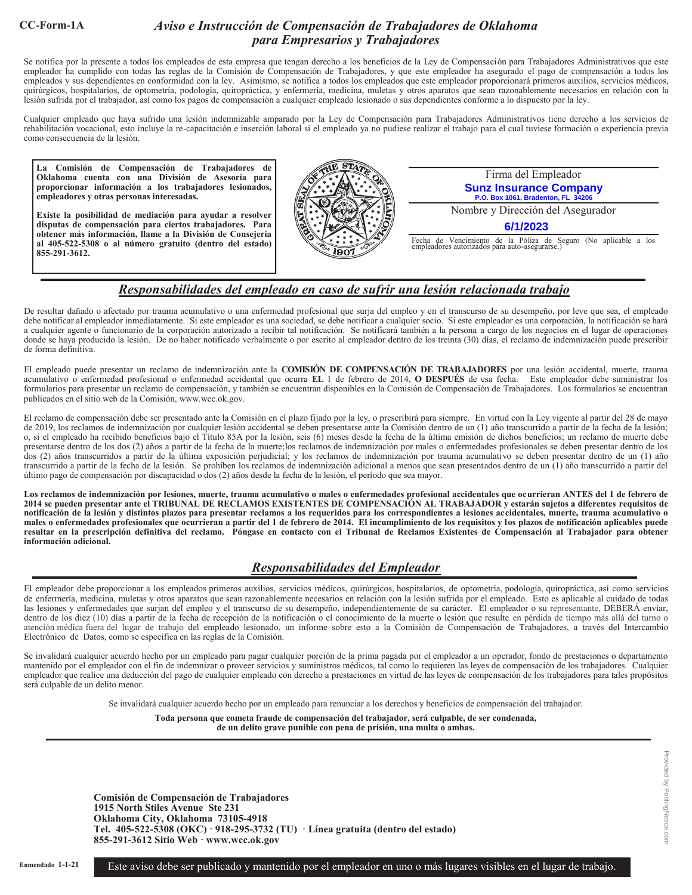CC-Form-1A

# *Aviso e Instrucción de Compensación de Trabajadores de Oklahoma para Empresarios y Trabajadores*

Se notifica por la presente a todos los empleados de esta empresa que tengan derecho a los beneficios de la Ley de Compensación para Trabajadores Administrativos que este empleador ha cumplido con todas las reglas de la Comisión de Compensación de Trabajadores, y que este empleador ha asegurado el pago de compensación a todos los empleados y sus dependientes en conformidad con la ley. Asimismo, se notifica a todos los empleados que este empleador proporcionará primeros auxilios, servicios médicos, quirúrgicos, hospitalarios, de optometría, podología, quiropráctica, y enfermería, medicina, muletas y otros aparatos que sean razonablemente necesarios en relación con la lesión sufrida por el trabajador, así como los pagos de compensación a cualquier empleado lesionado o sus dependientes conforme a lo dispuesto por la ley.

Cualquier empleado que haya sufrido una lesión indemnizable amparado por la Ley de Compensación para Trabajadores Administrativos tiene derecho a los servicios de rehabilitación vocacional, esto incluye la re-capacitación e inserción laboral si el empleado ya no pudiese realizar el trabajo para el cual tuviese formación o experiencia previa como consecuencia de la lesión.

**La Comisión de Compensación de Trabajadores de Oklahoma cuenta con una División de Asesoría para proporcionar información a los trabajadores lesionados, empleadores y otras personas interesadas.**

**Existe la posibilidad de mediación para ayudar a resolver disputas de compensación para ciertos trabajadores. Para obtener más información, llame a la División de Consejería al 405-522-5308 o al número gratuito (dentro del estado) 855-291-3612.**

Firma del Empleador

**Sunz Insurance Company**
**P.O. Box 1061, Bradenton, FL 34206**

Nombre y Dirección del Asegurador

**6/1/2023**

Fecha de Vencimiento de la Póliza de Seguro (No aplicable a los empleadores autorizados para auto-asegurarse.)

## *Responsabilidades del empleado en caso de sufrir una lesión relacionada trabajo*

De resultar dañado o afectado por trauma acumulativo o una enfermedad profesional que surja del empleo y en el transcurso de su desempeño, por leve que sea, el empleado debe notificar al empleador inmediatamente. Si este empleador es una sociedad, se debe notificar a cualquier socio. Si este empleador es una corporación, la notificación se hará a cualquier agente o funcionario de la corporación autorizado a recibir tal notificación. Se notificará también a la persona a cargo de los negocios en el lugar de operaciones donde se haya producido la lesión. De no haber notificado verbalmente o por escrito al empleador dentro de los treinta (30) días, el reclamo de indemnización puede prescribir de forma definitiva.

El empleado puede presentar un reclamo de indemnización ante la **COMISIÓN DE COMPENSACIÓN DE TRABAJADORES** por una lesión accidental, muerte, trauma acumulativo o enfermedad profesional o enfermedad accidental que ocurra **EL** 1 de febrero de 2014, **O DESPUÉS** de esa fecha. Este empleador debe suministrar los formularios para presentar un reclamo de compensación, y también se encuentran disponibles en la Comisión de Compensación de Trabajadores. Los formularios se encuentran publicados en el sitio web de la Comisión, www.wcc.ok.gov.

El reclamo de compensación debe ser presentado ante la Comisión en el plazo fijado por la ley, o prescribirá para siempre. En virtud con la Ley vigente al partir del 28 de mayo de 2019, los reclamos de indemnización por cualquier lesión accidental se deben presentarse ante la Comisión dentro de un (1) año transcurrido a partir de la fecha de la lesión; o, si el empleado ha recibido beneficios bajo el Título 85A por la lesión, seis (6) meses desde la fecha de la última emisión de dichos beneficios; un reclamo de muerte debe presentarse dentro de los dos (2) años a partir de la fecha de la muerte;los reclamos de indemnización por males o enfermedades profesionales se deben presentar dentro de los dos (2) años transcurridos a partir de la última exposición perjudicial; y los reclamos de indemnización por trauma acumulativo se deben presentar dentro de un (1) año transcurrido a partir de la fecha de la lesión. Se prohíben los reclamos de indemnización adicional a menos que sean presentados dentro de un (1) año transcurrido a partir del último pago de compensación por discapacidad o dos (2) años desde la fecha de la lesión, el período que sea mayor.

**Los reclamos de indemnización por lesiones, muerte, trauma acumulativo o males o enfermedades profesional accidentales que ocurrieran ANTES del 1 de febrero de 2014 se pueden presentar ante el TRIBUNAL DE RECLAMOS EXISTENTES DE COMPENSACIÓN AL TRABAJADOR y estarán sujetos a diferentes requisitos de notificación de la lesión y distintos plazos para presentar reclamos a los requeridos para los correspondientes a lesiones accidentales, muerte, trauma acumulativo o males o enfermedades profesionales que ocurrieran a partir del 1 de febrero de 2014. El incumplimiento de los requisitos y los plazos de notificación aplicables puede resultar en la prescripción definitiva del reclamo. Póngase en contacto con el Tribunal de Reclamos Existentes de Compensación al Trabajador para obtener información adicional.**

## *Responsabilidades del Empleador*

El empleador debe proporcionar a los empleados primeros auxilios, servicios médicos, quirúrgicos, hospitalarios, de optometría, podología, quiropráctica, así como servicios de enfermería, medicina, muletas y otros aparatos que sean razonablemente necesarios en relación con la lesión sufrida por el empleado. Esto es aplicable al cuidado de todas las lesiones y enfermedades que surjan del empleo y el transcurso de su desempeño, independientemente de su carácter. El empleador o su representante, DEBERÁ enviar, dentro de los diez (10) días a partir de la fecha de recepción de la notificación o el conocimiento de la muerte o lesión que resulte en pérdida de tiempo más allá del turno o atención médica fuera del lugar de trabajo del empleado lesionado, un informe sobre esto a la Comisión de Compensación de Trabajadores, a través del Intercambio Electrónico de Datos, como se especifica en las reglas de la Comisión.

Se invalidará cualquier acuerdo hecho por un empleado para pagar cualquier porción de la prima pagada por el empleador a un operador, fondo de prestaciones o departamento mantenido por el empleador con el fin de indemnizar o proveer servicios y suministros médicos, tal como lo requieren las leyes de compensación de los trabajadores. Cualquier empleador que realice una deducción del pago de cualquier empleado con derecho a prestaciones en virtud de las leyes de compensación de los trabajadores para tales propósitos será culpable de un delito menor.

Se invalidará cualquier acuerdo hecho por un empleado para renunciar a los derechos y beneficios de compensación del trabajador.

**Toda persona que cometa fraude de compensación del trabajador, será culpable, de ser condenada, de un delito grave punible con pena de prisión, una multa o ambas.**

**Comisión de Compensación de Trabajadores**
**1915 North Stiles Avenue Ste 231**
**Oklahoma City, Oklahoma 73105-4918**
**Tel. 405-522-5308 (OKC) · 918-295-3732 (TU) · Línea gratuita (dentro del estado) 855-291-3612 Sitio Web · www.wcc.ok.gov**

Enmendado 1-1-21

Este aviso debe ser publicado y mantenido por el empleador en uno o más lugares visibles en el lugar de trabajo.